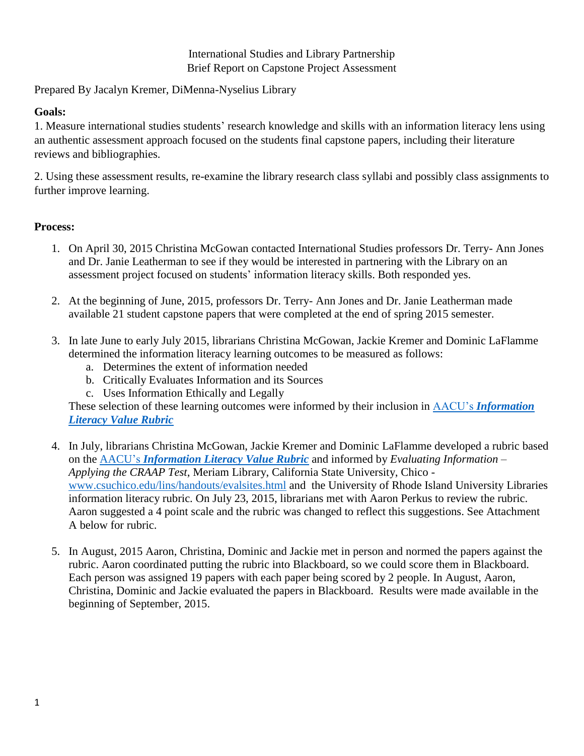International Studies and Library Partnership
Brief Report on Capstone Project Assessment

Prepared By Jacalyn Kremer, DiMenna-Nyselius Library

**Goals:**

1. Measure international studies students' research knowledge and skills with an information literacy lens using an authentic assessment approach focused on the students final capstone papers, including their literature reviews and bibliographies.

2. Using these assessment results, re-examine the library research class syllabi and possibly class assignments to further improve learning.

**Process:**

1. On April 30, 2015 Christina McGowan contacted International Studies professors Dr. Terry- Ann Jones and Dr. Janie Leatherman to see if they would be interested in partnering with the Library on an assessment project focused on students' information literacy skills. Both responded yes.

2. At the beginning of June, 2015, professors Dr. Terry- Ann Jones and Dr. Janie Leatherman made available 21 student capstone papers that were completed at the end of spring 2015 semester.

3. In late June to early July 2015, librarians Christina McGowan, Jackie Kremer and Dominic LaFlamme determined the information literacy learning outcomes to be measured as follows:
   a. Determines the extent of information needed
   b. Critically Evaluates Information and its Sources
   c. Uses Information Ethically and Legally

   These selection of these learning outcomes were informed by their inclusion in AACU's ***Information Literacy Value Rubric***

4. In July, librarians Christina McGowan, Jackie Kremer and Dominic LaFlamme developed a rubric based on the AACU's ***Information Literacy Value Rubric*** and informed by *Evaluating Information – Applying the CRAAP Test*, Meriam Library, California State University, Chico - www.csuchico.edu/lins/handouts/evalsites.html and the University of Rhode Island University Libraries information literacy rubric. On July 23, 2015, librarians met with Aaron Perkus to review the rubric. Aaron suggested a 4 point scale and the rubric was changed to reflect this suggestions. See Attachment A below for rubric.

5. In August, 2015 Aaron, Christina, Dominic and Jackie met in person and normed the papers against the rubric. Aaron coordinated putting the rubric into Blackboard, so we could score them in Blackboard. Each person was assigned 19 papers with each paper being scored by 2 people. In August, Aaron, Christina, Dominic and Jackie evaluated the papers in Blackboard. Results were made available in the beginning of September, 2015.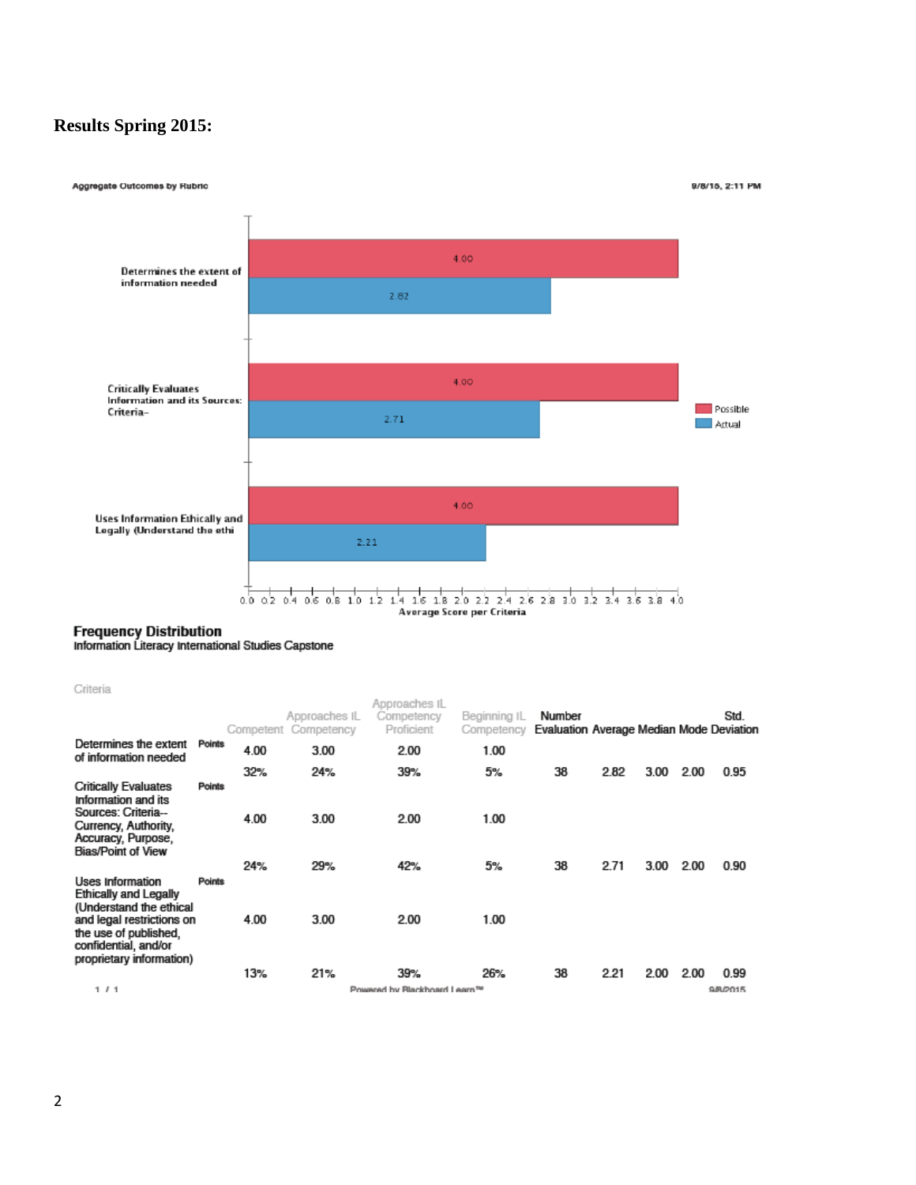## Results Spring 2015:

Aggregate Outcomes by Rubric

9/8/15, 2:11 PM

| Criteria | Possible | Actual |
|---|---|---|
| Determines the extent of information needed | 4.00 | 2.82 |
| Critically Evaluates Information and its Sources: Criteria– | 4.00 | 2.71 |
| Uses Information Ethically and Legally (Understand the ethi | 4.00 | 2.21 |

Average Score per Criteria

**Frequency Distribution**
Information Literacy International Studies Capstone

| Criteria | | Competent | Approaches IL Competency | Approaches IL Competency Proficient | Beginning IL Competency | Number Evaluation | Average | Median | Mode | Std. Deviation |
|---|---|---|---|---|---|---|---|---|---|---|
| Determines the extent of information needed | Points | 4.00 | 3.00 | 2.00 | 1.00 | | | | | |
| | | 32% | 24% | 39% | 5% | 38 | 2.82 | 3.00 | 2.00 | 0.95 |
| Critically Evaluates Information and its Sources: Criteria-- Currency, Authority, Accuracy, Purpose, Bias/Point of View | Points | 4.00 | 3.00 | 2.00 | 1.00 | | | | | |
| | | 24% | 29% | 42% | 5% | 38 | 2.71 | 3.00 | 2.00 | 0.90 |
| Uses Information Ethically and Legally (Understand the ethical and legal restrictions on the use of published, confidential, and/or proprietary information) | Points | 4.00 | 3.00 | 2.00 | 1.00 | | | | | |
| | | 13% | 21% | 39% | 26% | 38 | 2.21 | 2.00 | 2.00 | 0.99 |

Powered by Blackboard Learn™

9/8/2015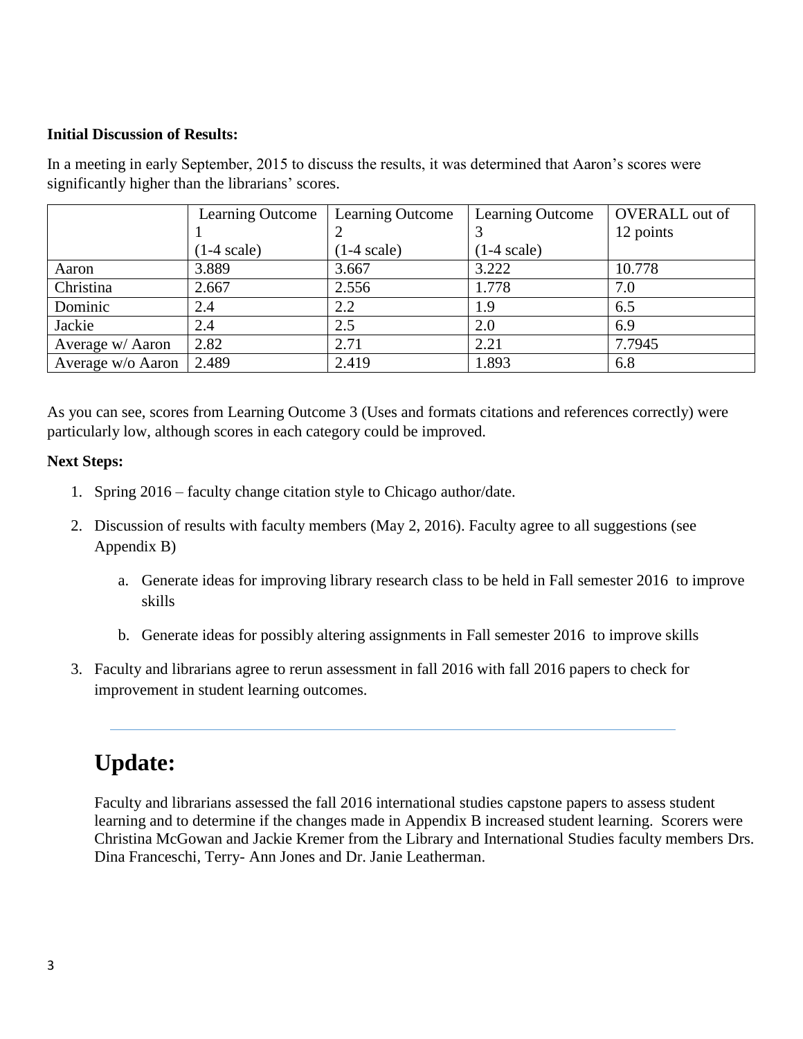**Initial Discussion of Results:**

In a meeting in early September, 2015 to discuss the results, it was determined that Aaron's scores were significantly higher than the librarians' scores.

| | Learning Outcome 1 (1-4 scale) | Learning Outcome 2 (1-4 scale) | Learning Outcome 3 (1-4 scale) | OVERALL out of 12 points |
|---|---|---|---|---|
| Aaron | 3.889 | 3.667 | 3.222 | 10.778 |
| Christina | 2.667 | 2.556 | 1.778 | 7.0 |
| Dominic | 2.4 | 2.2 | 1.9 | 6.5 |
| Jackie | 2.4 | 2.5 | 2.0 | 6.9 |
| Average w/ Aaron | 2.82 | 2.71 | 2.21 | 7.7945 |
| Average w/o Aaron | 2.489 | 2.419 | 1.893 | 6.8 |

As you can see, scores from Learning Outcome 3 (Uses and formats citations and references correctly) were particularly low, although scores in each category could be improved.

**Next Steps:**

1. Spring 2016 – faculty change citation style to Chicago author/date.
2. Discussion of results with faculty members (May 2, 2016). Faculty agree to all suggestions (see Appendix B)
   a. Generate ideas for improving library research class to be held in Fall semester 2016 to improve skills
   b. Generate ideas for possibly altering assignments in Fall semester 2016 to improve skills
3. Faculty and librarians agree to rerun assessment in fall 2016 with fall 2016 papers to check for improvement in student learning outcomes.

---

# Update:

Faculty and librarians assessed the fall 2016 international studies capstone papers to assess student learning and to determine if the changes made in Appendix B increased student learning. Scorers were Christina McGowan and Jackie Kremer from the Library and International Studies faculty members Drs. Dina Franceschi, Terry- Ann Jones and Dr. Janie Leatherman.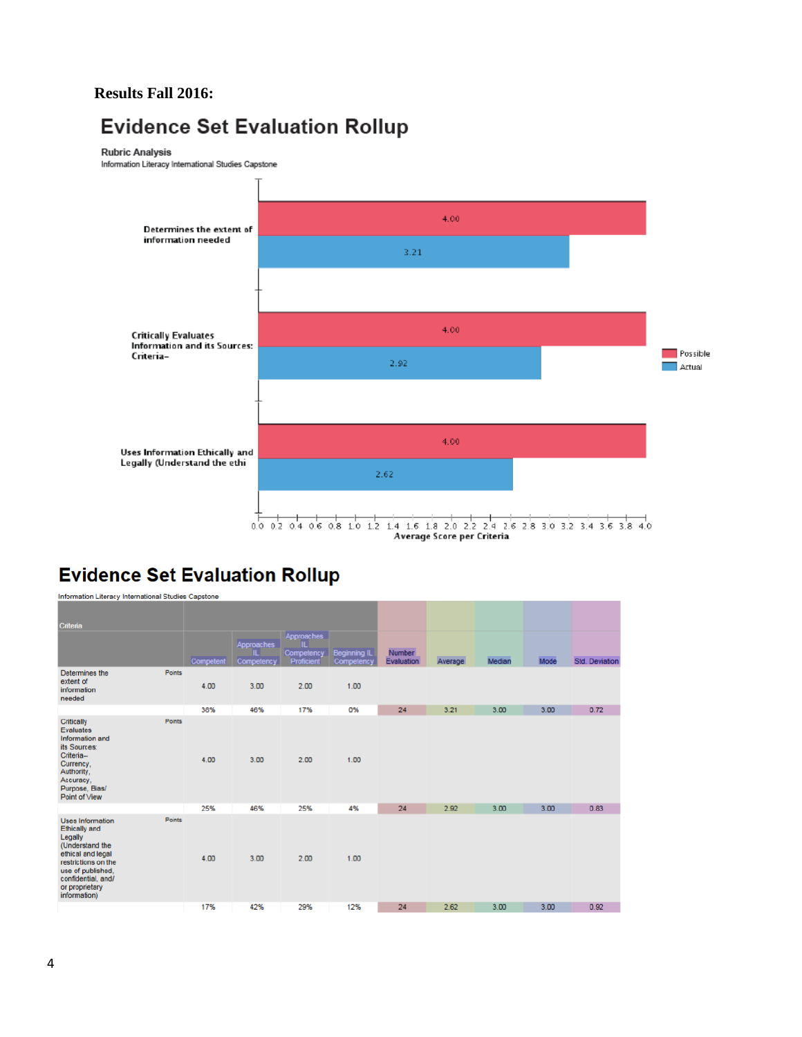**Results Fall 2016:**

## Evidence Set Evaluation Rollup

**Rubric Analysis**

Information Literacy International Studies Capstone

Determines the extent of information needed

4.00

3.21

Critically Evaluates Information and its Sources: Criteria–

4.00

2.92

Uses Information Ethically and Legally (Understand the ethi

4.00

2.62

Possible

Actual

0.0 0.2 0.4 0.6 0.8 1.0 1.2 1.4 1.6 1.8 2.0 2.2 2.4 2.6 2.8 3.0 3.2 3.4 3.6 3.8 4.0

Average Score per Criteria

## Evidence Set Evaluation Rollup

Information Literacy International Studies Capstone

| Criteria | | Competent | Approaches IL Competency | Approaches IL Competency Proficient | Beginning IL Competency | Number Evaluation | Average | Median | Mode | Std. Deviation |
|---|---|---|---|---|---|---|---|---|---|---|
| Determines the extent of information needed | Points | 4.00 | 3.00 | 2.00 | 1.00 | | | | | |
| | | 38% | 46% | 17% | 0% | 24 | 3.21 | 3.00 | 3.00 | 0.72 |
| Critically Evaluates Information and its Sources: Criteria– Currency, Authority, Accuracy, Purpose, Bias/ Point of View | Points | 4.00 | 3.00 | 2.00 | 1.00 | | | | | |
| | | 25% | 46% | 25% | 4% | 24 | 2.92 | 3.00 | 3.00 | 0.83 |
| Uses Information Ethically and Legally (Understand the ethical and legal restrictions on the use of published, confidential, and/ or proprietary information) | Points | 4.00 | 3.00 | 2.00 | 1.00 | | | | | |
| | | 17% | 42% | 29% | 12% | 24 | 2.62 | 3.00 | 3.00 | 0.92 |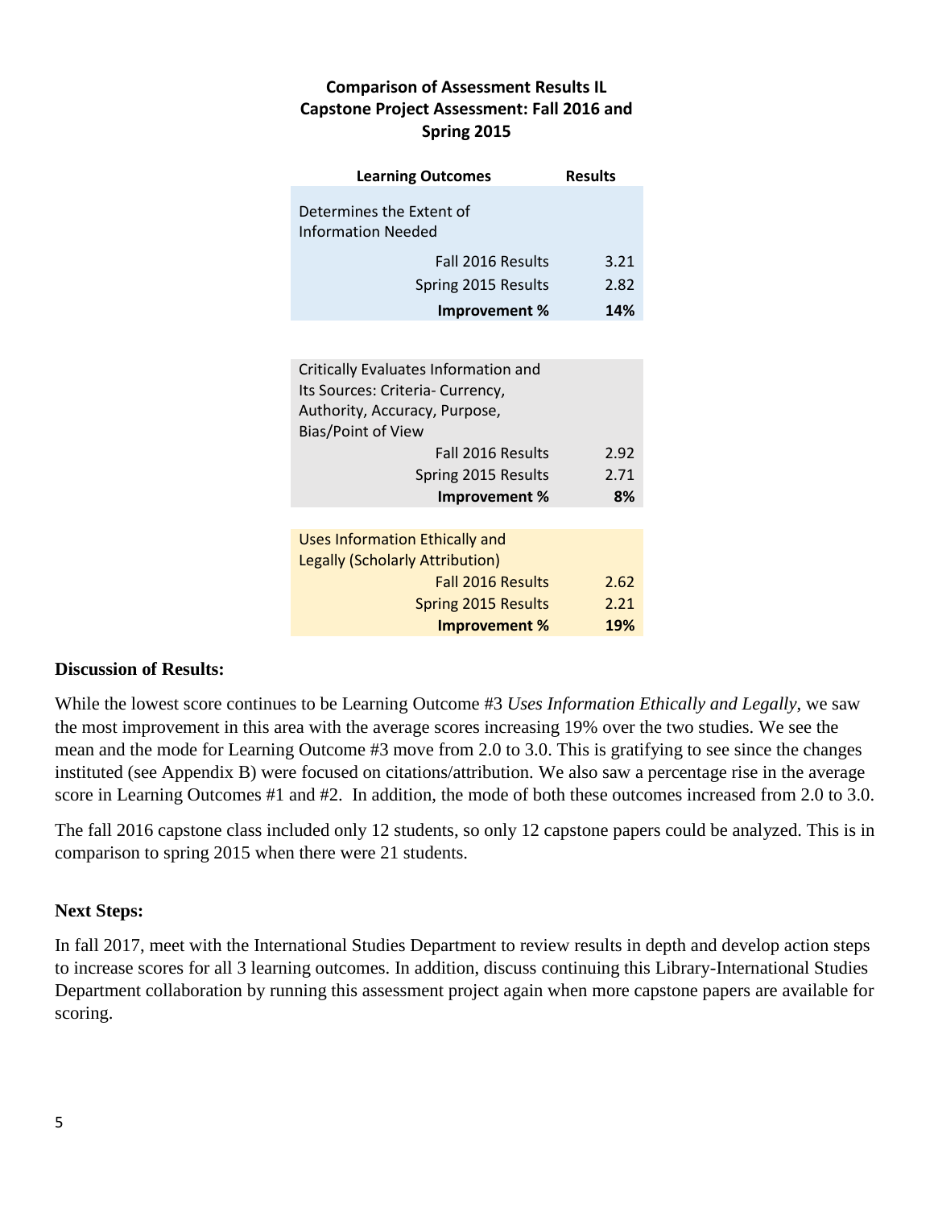## Comparison of Assessment Results IL Capstone Project Assessment: Fall 2016 and Spring 2015

| Learning Outcomes | Results |
| --- | --- |
| Determines the Extent of Information Needed | |
| Fall 2016 Results | 3.21 |
| Spring 2015 Results | 2.82 |
| **Improvement %** | **14%** |
| | |
| Critically Evaluates Information and Its Sources: Criteria- Currency, Authority, Accuracy, Purpose, Bias/Point of View | |
| Fall 2016 Results | 2.92 |
| Spring 2015 Results | 2.71 |
| **Improvement %** | **8%** |
| | |
| Uses Information Ethically and Legally (Scholarly Attribution) | |
| Fall 2016 Results | 2.62 |
| Spring 2015 Results | 2.21 |
| **Improvement %** | **19%** |

**Discussion of Results:**

While the lowest score continues to be Learning Outcome #3 *Uses Information Ethically and Legally*, we saw the most improvement in this area with the average scores increasing 19% over the two studies. We see the mean and the mode for Learning Outcome #3 move from 2.0 to 3.0. This is gratifying to see since the changes instituted (see Appendix B) were focused on citations/attribution. We also saw a percentage rise in the average score in Learning Outcomes #1 and #2. In addition, the mode of both these outcomes increased from 2.0 to 3.0.

The fall 2016 capstone class included only 12 students, so only 12 capstone papers could be analyzed. This is in comparison to spring 2015 when there were 21 students.

**Next Steps:**

In fall 2017, meet with the International Studies Department to review results in depth and develop action steps to increase scores for all 3 learning outcomes. In addition, discuss continuing this Library-International Studies Department collaboration by running this assessment project again when more capstone papers are available for scoring.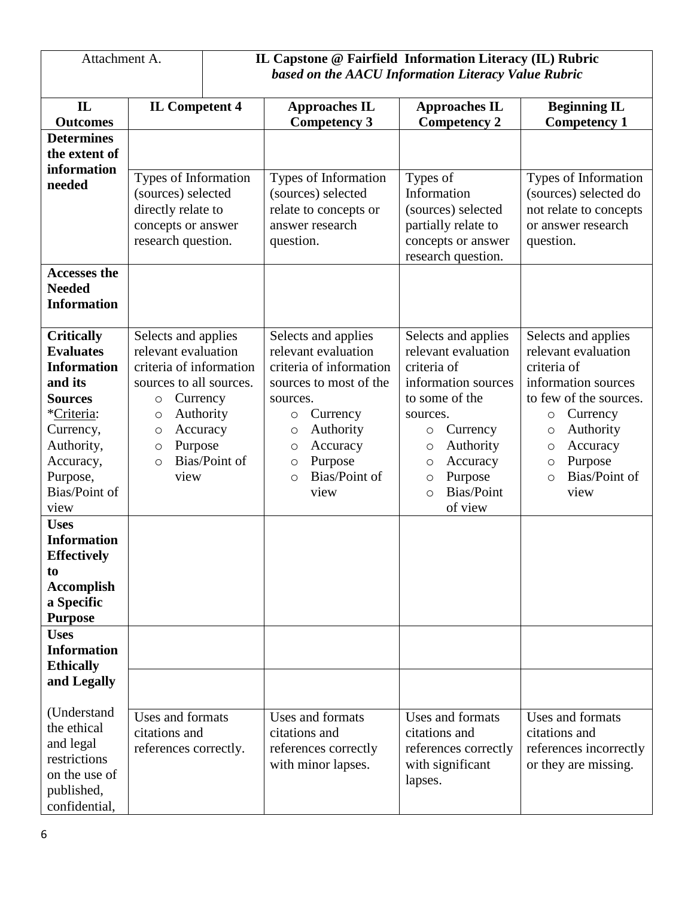| Attachment A. | **IL Capstone @ Fairfield Information Literacy (IL) Rubric** *based on the AACU Information Literacy Value Rubric* | | | |
|---|---|---|---|---|
| **IL Outcomes** | **IL Competent 4** | **Approaches IL Competency 3** | **Approaches IL Competency 2** | **Beginning IL Competency 1** |
| **Determines the extent of information needed** | | | | |
| | Types of Information (sources) selected directly relate to concepts or answer research question. | Types of Information (sources) selected relate to concepts or answer research question. | Types of Information (sources) selected partially relate to concepts or answer research question. | Types of Information (sources) selected do not relate to concepts or answer research question. |
| **Accesses the Needed Information** | | | | |
| **Critically Evaluates Information and its Sources** *Criteria: Currency, Authority, Accuracy, Purpose, Bias/Point of view | Selects and applies relevant evaluation criteria of information sources to all sources. ○ Currency ○ Authority ○ Accuracy ○ Purpose ○ Bias/Point of view | Selects and applies relevant evaluation criteria of information sources to most of the sources. ○ Currency ○ Authority ○ Accuracy ○ Purpose ○ Bias/Point of view | Selects and applies relevant evaluation criteria of information sources to some of the sources. ○ Currency ○ Authority ○ Accuracy ○ Purpose ○ Bias/Point of view | Selects and applies relevant evaluation criteria of information sources to few of the sources. ○ Currency ○ Authority ○ Accuracy ○ Purpose ○ Bias/Point of view |
| **Uses Information Effectively to Accomplish a Specific Purpose** | | | | |
| **Uses Information Ethically and Legally** | | | | |
| | | | | |
| (Understand the ethical and legal restrictions on the use of published, confidential, | Uses and formats citations and references correctly. | Uses and formats citations and references correctly with minor lapses. | Uses and formats citations and references correctly with significant lapses. | Uses and formats citations and references incorrectly or they are missing. |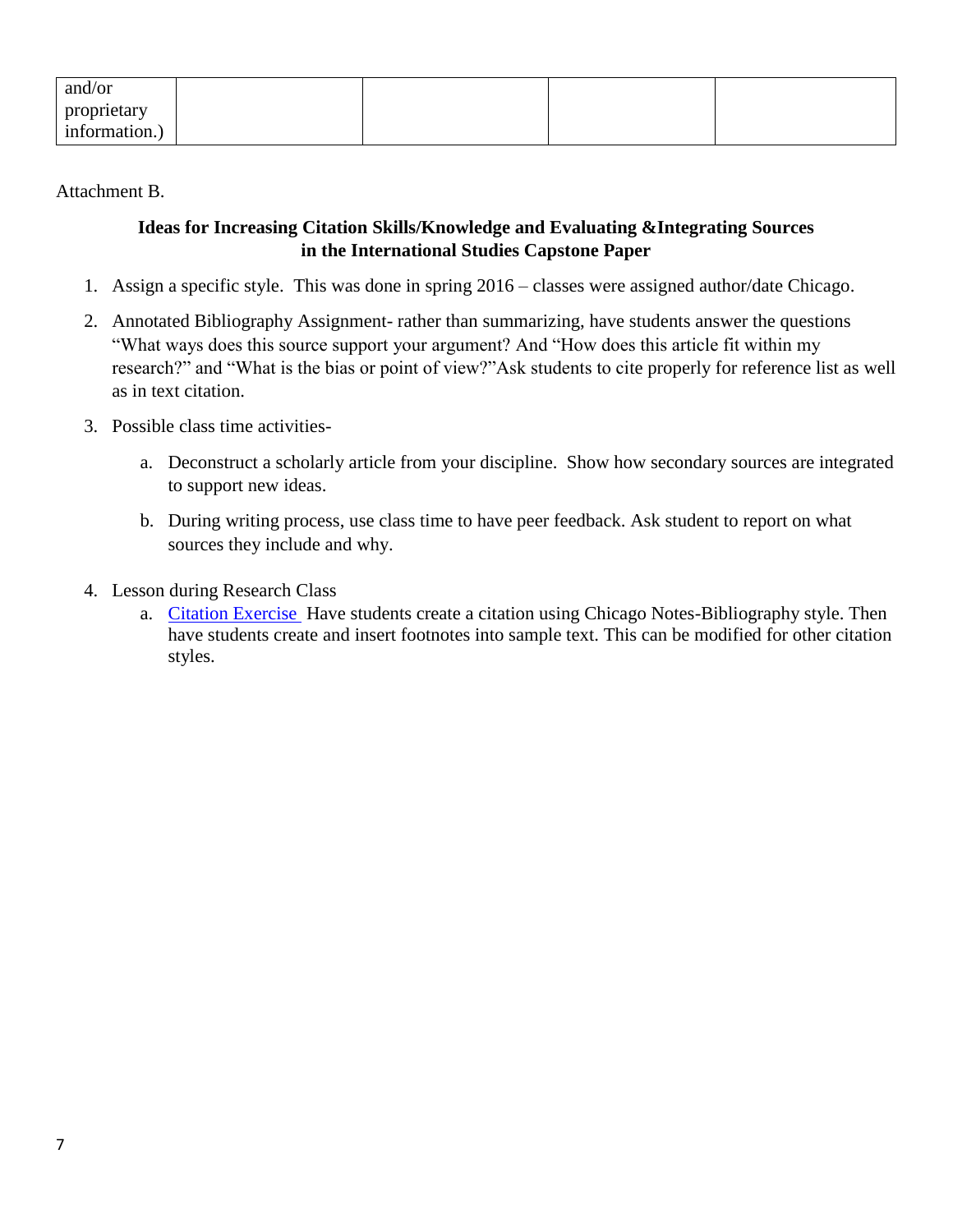| | | | | |
|---|---|---|---|---|
| and/or proprietary information.) | | | | |

Attachment B.

**Ideas for Increasing Citation Skills/Knowledge and Evaluating &Integrating Sources in the International Studies Capstone Paper**

1. Assign a specific style. This was done in spring 2016 – classes were assigned author/date Chicago.
2. Annotated Bibliography Assignment- rather than summarizing, have students answer the questions "What ways does this source support your argument? And "How does this article fit within my research?" and "What is the bias or point of view?"Ask students to cite properly for reference list as well as in text citation.
3. Possible class time activities-
   a. Deconstruct a scholarly article from your discipline. Show how secondary sources are integrated to support new ideas.
   b. During writing process, use class time to have peer feedback. Ask student to report on what sources they include and why.
4. Lesson during Research Class
   a. Citation Exercise Have students create a citation using Chicago Notes-Bibliography style. Then have students create and insert footnotes into sample text. This can be modified for other citation styles.